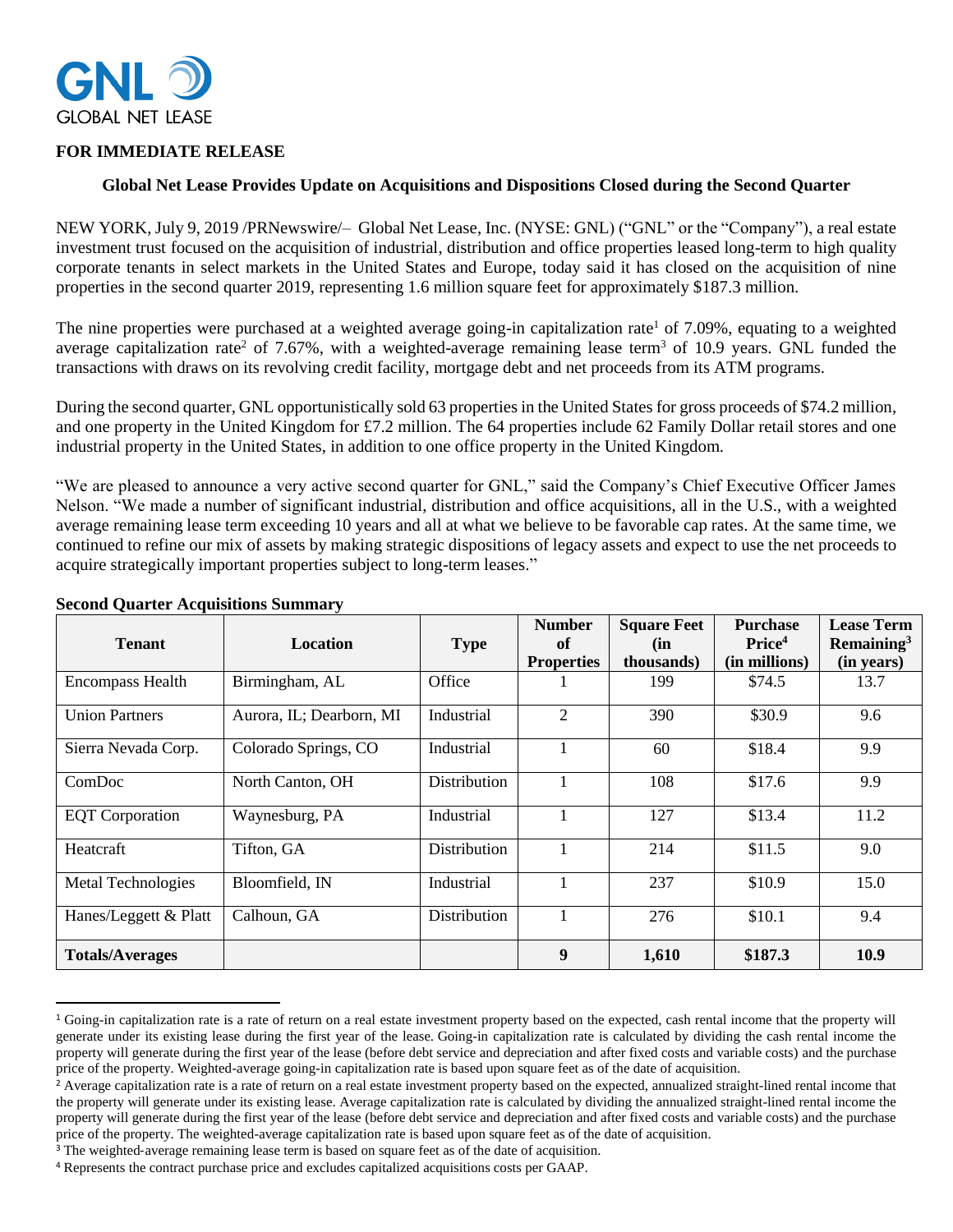GNL
GLOBAL NET LEASE

**FOR IMMEDIATE RELEASE**

## Global Net Lease Provides Update on Acquisitions and Dispositions Closed during the Second Quarter

NEW YORK, July 9, 2019 /PRNewswire/– Global Net Lease, Inc. (NYSE: GNL) ("GNL" or the "Company"), a real estate investment trust focused on the acquisition of industrial, distribution and office properties leased long-term to high quality corporate tenants in select markets in the United States and Europe, today said it has closed on the acquisition of nine properties in the second quarter 2019, representing 1.6 million square feet for approximately $187.3 million.

The nine properties were purchased at a weighted average going-in capitalization rate[1] of 7.09%, equating to a weighted average capitalization rate[2] of 7.67%, with a weighted-average remaining lease term[3] of 10.9 years. GNL funded the transactions with draws on its revolving credit facility, mortgage debt and net proceeds from its ATM programs.

During the second quarter, GNL opportunistically sold 63 properties in the United States for gross proceeds of $74.2 million, and one property in the United Kingdom for £7.2 million. The 64 properties include 62 Family Dollar retail stores and one industrial property in the United States, in addition to one office property in the United Kingdom.

"We are pleased to announce a very active second quarter for GNL," said the Company's Chief Executive Officer James Nelson. "We made a number of significant industrial, distribution and office acquisitions, all in the U.S., with a weighted average remaining lease term exceeding 10 years and all at what we believe to be favorable cap rates. At the same time, we continued to refine our mix of assets by making strategic dispositions of legacy assets and expect to use the net proceeds to acquire strategically important properties subject to long-term leases."

**Second Quarter Acquisitions Summary**

| Tenant | Location | Type | Number of Properties | Square Feet (in thousands) | Purchase Price[4] (in millions) | Lease Term Remaining[3] (in years) |
|---|---|---|---|---|---|---|
| Encompass Health | Birmingham, AL | Office | 1 | 199 | $74.5 | 13.7 |
| Union Partners | Aurora, IL; Dearborn, MI | Industrial | 2 | 390 | $30.9 | 9.6 |
| Sierra Nevada Corp. | Colorado Springs, CO | Industrial | 1 | 60 | $18.4 | 9.9 |
| ComDoc | North Canton, OH | Distribution | 1 | 108 | $17.6 | 9.9 |
| EQT Corporation | Waynesburg, PA | Industrial | 1 | 127 | $13.4 | 11.2 |
| Heatcraft | Tifton, GA | Distribution | 1 | 214 | $11.5 | 9.0 |
| Metal Technologies | Bloomfield, IN | Industrial | 1 | 237 | $10.9 | 15.0 |
| Hanes/Leggett & Platt | Calhoun, GA | Distribution | 1 | 276 | $10.1 | 9.4 |
| **Totals/Averages** | | | **9** | **1,610** | **$187.3** | **10.9** |

---

[1] Going-in capitalization rate is a rate of return on a real estate investment property based on the expected, cash rental income that the property will generate under its existing lease during the first year of the lease. Going-in capitalization rate is calculated by dividing the cash rental income the property will generate during the first year of the lease (before debt service and depreciation and after fixed costs and variable costs) and the purchase price of the property. Weighted-average going-in capitalization rate is based upon square feet as of the date of acquisition.

[2] Average capitalization rate is a rate of return on a real estate investment property based on the expected, annualized straight-lined rental income that the property will generate under its existing lease. Average capitalization rate is calculated by dividing the annualized straight-lined rental income the property will generate during the first year of the lease (before debt service and depreciation and after fixed costs and variable costs) and the purchase price of the property. The weighted-average capitalization rate is based upon square feet as of the date of acquisition.

[3] The weighted-average remaining lease term is based on square feet as of the date of acquisition.

[4] Represents the contract purchase price and excludes capitalized acquisitions costs per GAAP.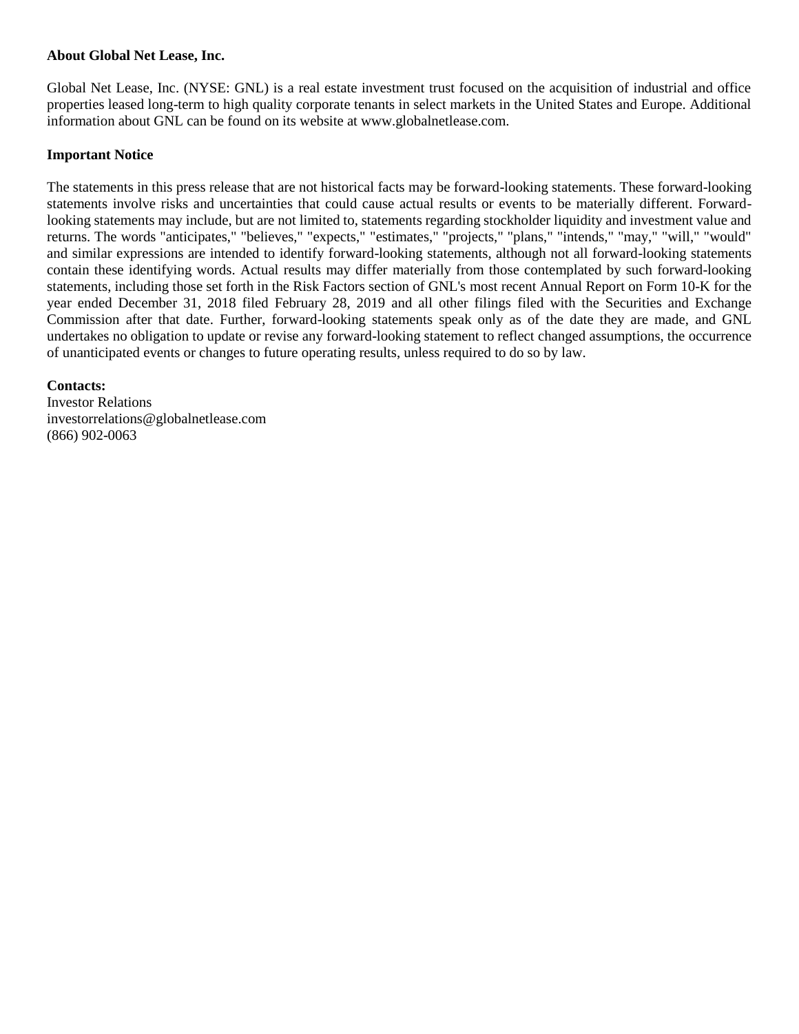**About Global Net Lease, Inc.**

Global Net Lease, Inc. (NYSE: GNL) is a real estate investment trust focused on the acquisition of industrial and office properties leased long-term to high quality corporate tenants in select markets in the United States and Europe. Additional information about GNL can be found on its website at www.globalnetlease.com.

**Important Notice**

The statements in this press release that are not historical facts may be forward-looking statements. These forward-looking statements involve risks and uncertainties that could cause actual results or events to be materially different. Forward-looking statements may include, but are not limited to, statements regarding stockholder liquidity and investment value and returns. The words "anticipates," "believes," "expects," "estimates," "projects," "plans," "intends," "may," "will," "would" and similar expressions are intended to identify forward-looking statements, although not all forward-looking statements contain these identifying words. Actual results may differ materially from those contemplated by such forward-looking statements, including those set forth in the Risk Factors section of GNL's most recent Annual Report on Form 10-K for the year ended December 31, 2018 filed February 28, 2019 and all other filings filed with the Securities and Exchange Commission after that date. Further, forward-looking statements speak only as of the date they are made, and GNL undertakes no obligation to update or revise any forward-looking statement to reflect changed assumptions, the occurrence of unanticipated events or changes to future operating results, unless required to do so by law.

**Contacts:**
Investor Relations
investorrelations@globalnetlease.com
(866) 902-0063